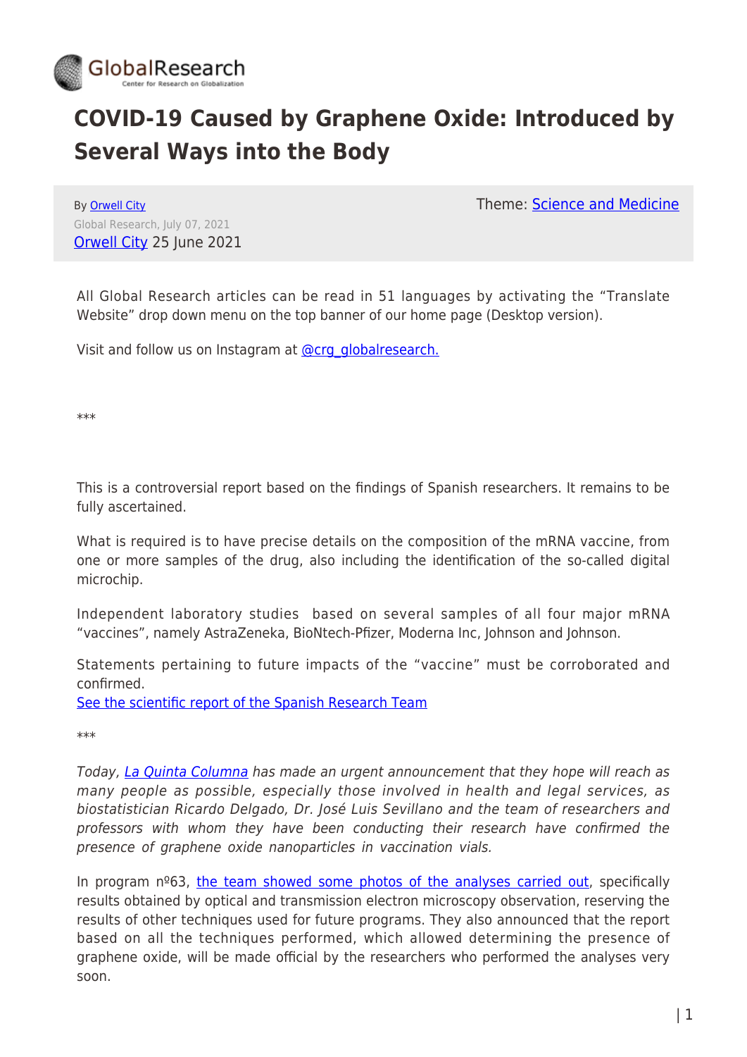# COVID-19 Caused by Graphene Oxide: Introduced by Several Ways into the Body

By Orwell City

Global Research, July 07, 2021

Orwell City 25 June 2021

Theme: Science and Medicine

All Global Research articles can be read in 51 languages by activating the "Translate Website" drop down menu on the top banner of our home page (Desktop version).

Visit and follow us on Instagram at @crg_globalresearch.

\*\*\*

This is a controversial report based on the findings of Spanish researchers. It remains to be fully ascertained.

What is required is to have precise details on the composition of the mRNA vaccine, from one or more samples of the drug, also including the identification of the so-called digital microchip.

Independent laboratory studies based on several samples of all four major mRNA "vaccines", namely AstraZeneka, BioNtech-Pfizer, Moderna Inc, Johnson and Johnson.

Statements pertaining to future impacts of the "vaccine" must be corroborated and confirmed.

See the scientific report of the Spanish Research Team

\*\*\*

*Today, La Quinta Columna has made an urgent announcement that they hope will reach as many people as possible, especially those involved in health and legal services, as biostatistician Ricardo Delgado, Dr. José Luis Sevillano and the team of researchers and professors with whom they have been conducting their research have confirmed the presence of graphene oxide nanoparticles in vaccination vials.*

In program nº63, the team showed some photos of the analyses carried out, specifically results obtained by optical and transmission electron microscopy observation, reserving the results of other techniques used for future programs. They also announced that the report based on all the techniques performed, which allowed determining the presence of graphene oxide, will be made official by the researchers who performed the analyses very soon.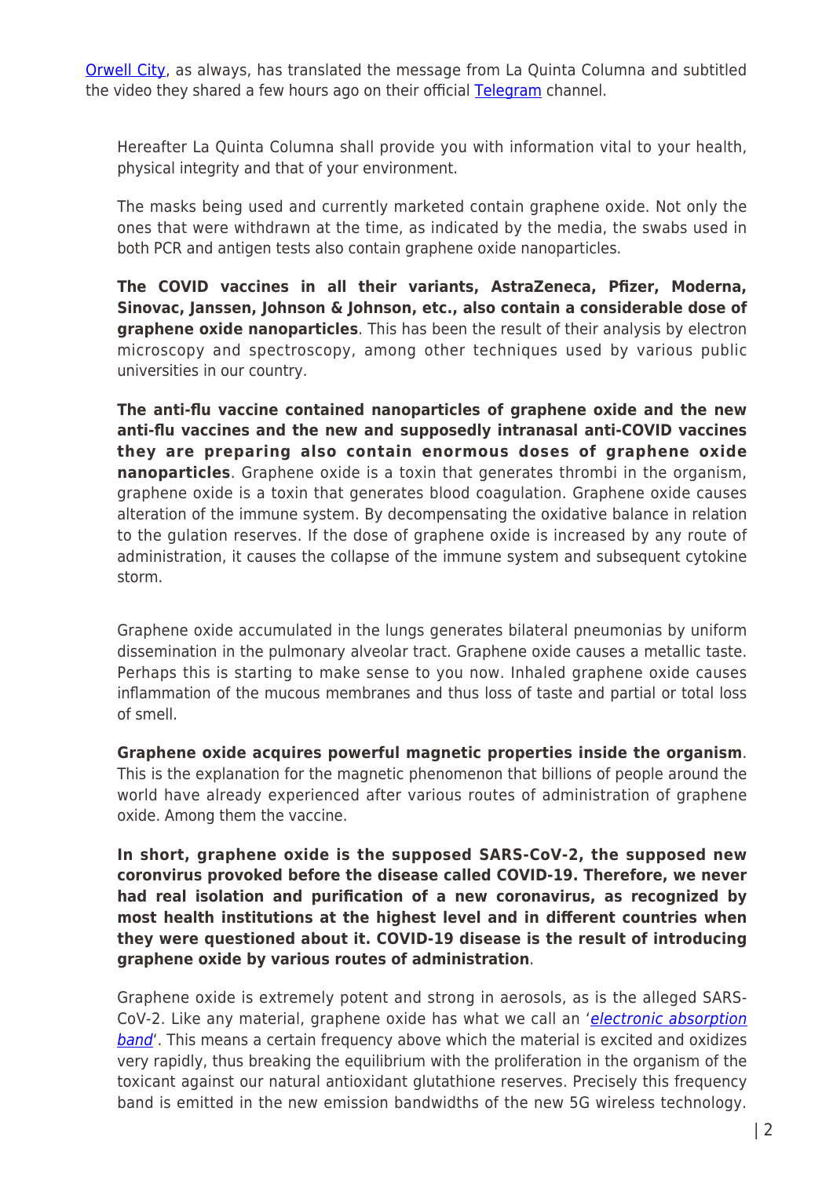[Orwell City](), as always, has translated the message from La Quinta Columna and subtitled the video they shared a few hours ago on their official [Telegram]() channel.

> Hereafter La Quinta Columna shall provide you with information vital to your health, physical integrity and that of your environment.
>
> The masks being used and currently marketed contain graphene oxide. Not only the ones that were withdrawn at the time, as indicated by the media, the swabs used in both PCR and antigen tests also contain graphene oxide nanoparticles.
>
> **The COVID vaccines in all their variants, AstraZeneca, Pfizer, Moderna, Sinovac, Janssen, Johnson & Johnson, etc., also contain a considerable dose of graphene oxide nanoparticles**. This has been the result of their analysis by electron microscopy and spectroscopy, among other techniques used by various public universities in our country.
>
> **The anti-flu vaccine contained nanoparticles of graphene oxide and the new anti-flu vaccines and the new and supposedly intranasal anti-COVID vaccines they are preparing also contain enormous doses of graphene oxide nanoparticles**. Graphene oxide is a toxin that generates thrombi in the organism, graphene oxide is a toxin that generates blood coagulation. Graphene oxide causes alteration of the immune system. By decompensating the oxidative balance in relation to the gulation reserves. If the dose of graphene oxide is increased by any route of administration, it causes the collapse of the immune system and subsequent cytokine storm.
>
> Graphene oxide accumulated in the lungs generates bilateral pneumonias by uniform dissemination in the pulmonary alveolar tract. Graphene oxide causes a metallic taste. Perhaps this is starting to make sense to you now. Inhaled graphene oxide causes inflammation of the mucous membranes and thus loss of taste and partial or total loss of smell.
>
> **Graphene oxide acquires powerful magnetic properties inside the organism**. This is the explanation for the magnetic phenomenon that billions of people around the world have already experienced after various routes of administration of graphene oxide. Among them the vaccine.
>
> **In short, graphene oxide is the supposed SARS-CoV-2, the supposed new coronavirus provoked before the disease called COVID-19. Therefore, we never had real isolation and purification of a new coronavirus, as recognized by most health institutions at the highest level and in different countries when they were questioned about it. COVID-19 disease is the result of introducing graphene oxide by various routes of administration**.
>
> Graphene oxide is extremely potent and strong in aerosols, as is the alleged SARS-CoV-2. Like any material, graphene oxide has what we call an '*[electronic absorption band]()*'. This means a certain frequency above which the material is excited and oxidizes very rapidly, thus breaking the equilibrium with the proliferation in the organism of the toxicant against our natural antioxidant glutathione reserves. Precisely this frequency band is emitted in the new emission bandwidths of the new 5G wireless technology.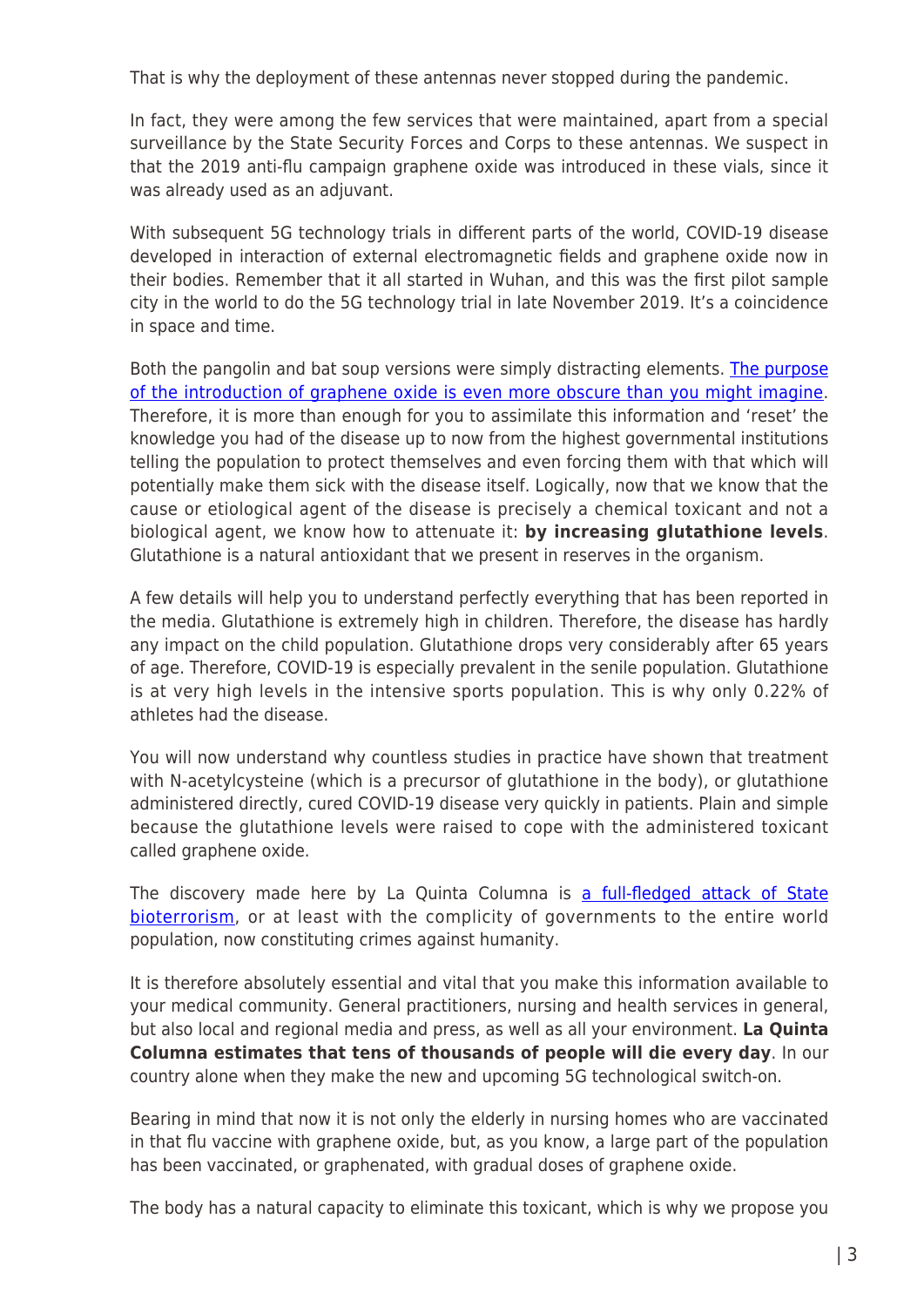That is why the deployment of these antennas never stopped during the pandemic.

In fact, they were among the few services that were maintained, apart from a special surveillance by the State Security Forces and Corps to these antennas. We suspect in that the 2019 anti-flu campaign graphene oxide was introduced in these vials, since it was already used as an adjuvant.

With subsequent 5G technology trials in different parts of the world, COVID-19 disease developed in interaction of external electromagnetic fields and graphene oxide now in their bodies. Remember that it all started in Wuhan, and this was the first pilot sample city in the world to do the 5G technology trial in late November 2019. It's a coincidence in space and time.

Both the pangolin and bat soup versions were simply distracting elements. The purpose of the introduction of graphene oxide is even more obscure than you might imagine. Therefore, it is more than enough for you to assimilate this information and 'reset' the knowledge you had of the disease up to now from the highest governmental institutions telling the population to protect themselves and even forcing them with that which will potentially make them sick with the disease itself. Logically, now that we know that the cause or etiological agent of the disease is precisely a chemical toxicant and not a biological agent, we know how to attenuate it: **by increasing glutathione levels**. Glutathione is a natural antioxidant that we present in reserves in the organism.

A few details will help you to understand perfectly everything that has been reported in the media. Glutathione is extremely high in children. Therefore, the disease has hardly any impact on the child population. Glutathione drops very considerably after 65 years of age. Therefore, COVID-19 is especially prevalent in the senile population. Glutathione is at very high levels in the intensive sports population. This is why only 0.22% of athletes had the disease.

You will now understand why countless studies in practice have shown that treatment with N-acetylcysteine (which is a precursor of glutathione in the body), or glutathione administered directly, cured COVID-19 disease very quickly in patients. Plain and simple because the glutathione levels were raised to cope with the administered toxicant called graphene oxide.

The discovery made here by La Quinta Columna is a full-fledged attack of State bioterrorism, or at least with the complicity of governments to the entire world population, now constituting crimes against humanity.

It is therefore absolutely essential and vital that you make this information available to your medical community. General practitioners, nursing and health services in general, but also local and regional media and press, as well as all your environment. **La Quinta Columna estimates that tens of thousands of people will die every day**. In our country alone when they make the new and upcoming 5G technological switch-on.

Bearing in mind that now it is not only the elderly in nursing homes who are vaccinated in that flu vaccine with graphene oxide, but, as you know, a large part of the population has been vaccinated, or graphenated, with gradual doses of graphene oxide.

The body has a natural capacity to eliminate this toxicant, which is why we propose you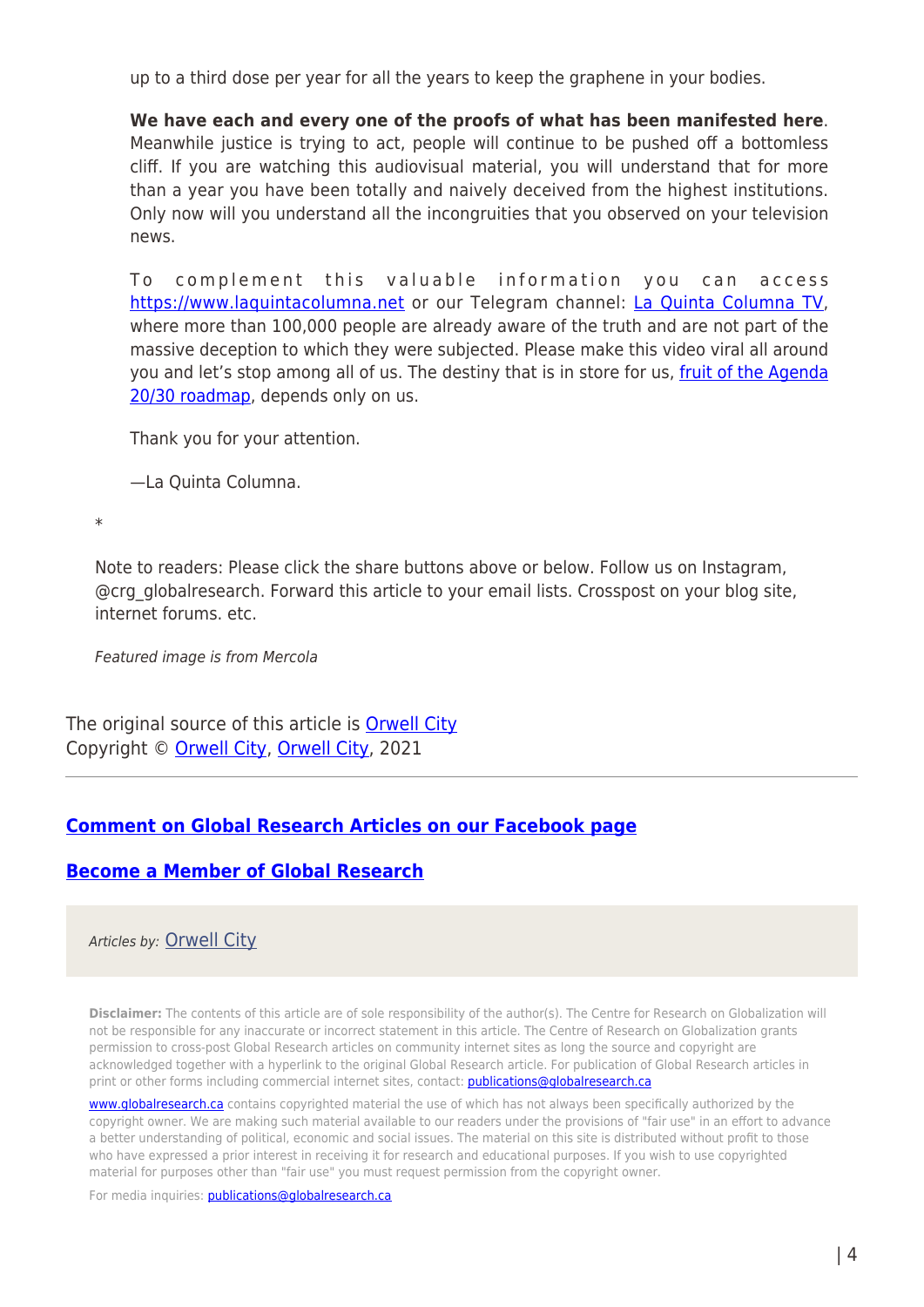up to a third dose per year for all the years to keep the graphene in your bodies.

**We have each and every one of the proofs of what has been manifested here**. Meanwhile justice is trying to act, people will continue to be pushed off a bottomless cliff. If you are watching this audiovisual material, you will understand that for more than a year you have been totally and naively deceived from the highest institutions. Only now will you understand all the incongruities that you observed on your television news.

To complement this valuable information you can access https://www.laquintacolumna.net or our Telegram channel: La Quinta Columna TV, where more than 100,000 people are already aware of the truth and are not part of the massive deception to which they were subjected. Please make this video viral all around you and let's stop among all of us. The destiny that is in store for us, fruit of the Agenda 20/30 roadmap, depends only on us.

Thank you for your attention.

—La Quinta Columna.

*

Note to readers: Please click the share buttons above or below. Follow us on Instagram, @crg_globalresearch. Forward this article to your email lists. Crosspost on your blog site, internet forums. etc.

*Featured image is from Mercola*

The original source of this article is Orwell City
Copyright © Orwell City, Orwell City, 2021

---

**Comment on Global Research Articles on our Facebook page**

**Become a Member of Global Research**

*Articles by:* Orwell City

**Disclaimer:** The contents of this article are of sole responsibility of the author(s). The Centre for Research on Globalization will not be responsible for any inaccurate or incorrect statement in this article. The Centre of Research on Globalization grants permission to cross-post Global Research articles on community internet sites as long the source and copyright are acknowledged together with a hyperlink to the original Global Research article. For publication of Global Research articles in print or other forms including commercial internet sites, contact: publications@globalresearch.ca

www.globalresearch.ca contains copyrighted material the use of which has not always been specifically authorized by the copyright owner. We are making such material available to our readers under the provisions of "fair use" in an effort to advance a better understanding of political, economic and social issues. The material on this site is distributed without profit to those who have expressed a prior interest in receiving it for research and educational purposes. If you wish to use copyrighted material for purposes other than "fair use" you must request permission from the copyright owner.

For media inquiries: publications@globalresearch.ca